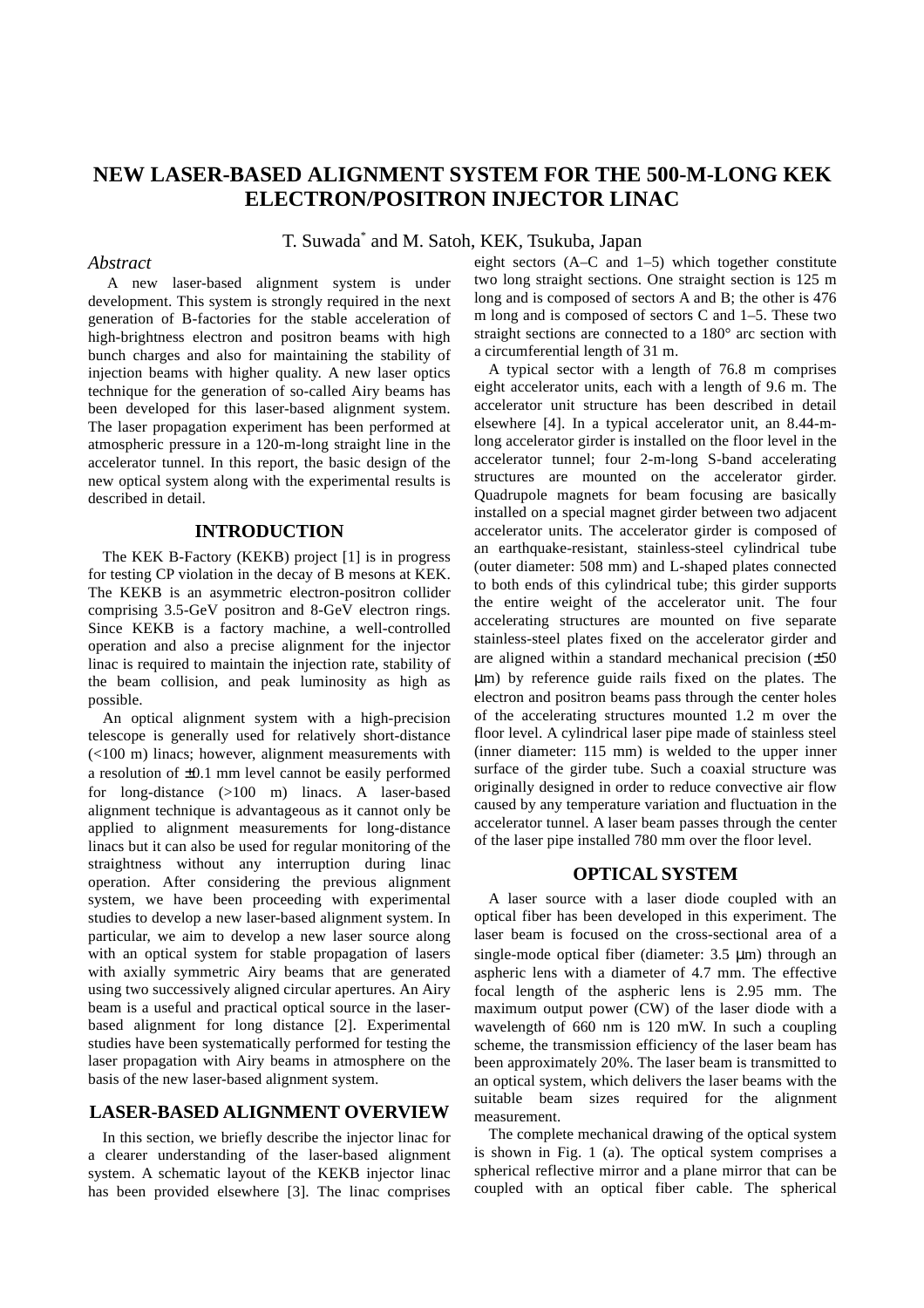# NEW LASER-BASED ALIGNMENT SYSTEM FOR THE 500-M-LONG KEK ELECTRON/POSITRON INJECTOR LINAC

T. Suwada* and M. Satoh, KEK, Tsukuba, Japan

## *Abstract*

A new laser-based alignment system is under development. This system is strongly required in the next generation of B-factories for the stable acceleration of high-brightness electron and positron beams with high bunch charges and also for maintaining the stability of injection beams with higher quality. A new laser optics technique for the generation of so-called Airy beams has been developed for this laser-based alignment system. The laser propagation experiment has been performed at atmospheric pressure in a 120-m-long straight line in the accelerator tunnel. In this report, the basic design of the new optical system along with the experimental results is described in detail.

## INTRODUCTION

The KEK B-Factory (KEKB) project [1] is in progress for testing CP violation in the decay of B mesons at KEK. The KEKB is an asymmetric electron-positron collider comprising 3.5-GeV positron and 8-GeV electron rings. Since KEKB is a factory machine, a well-controlled operation and also a precise alignment for the injector linac is required to maintain the injection rate, stability of the beam collision, and peak luminosity as high as possible.

An optical alignment system with a high-precision telescope is generally used for relatively short-distance (<100 m) linacs; however, alignment measurements with a resolution of ±0.1 mm level cannot be easily performed for long-distance (>100 m) linacs. A laser-based alignment technique is advantageous as it cannot only be applied to alignment measurements for long-distance linacs but it can also be used for regular monitoring of the straightness without any interruption during linac operation. After considering the previous alignment system, we have been proceeding with experimental studies to develop a new laser-based alignment system. In particular, we aim to develop a new laser source along with an optical system for stable propagation of lasers with axially symmetric Airy beams that are generated using two successively aligned circular apertures. An Airy beam is a useful and practical optical source in the laser-based alignment for long distance [2]. Experimental studies have been systematically performed for testing the laser propagation with Airy beams in atmosphere on the basis of the new laser-based alignment system.

## LASER-BASED ALIGNMENT OVERVIEW

In this section, we briefly describe the injector linac for a clearer understanding of the laser-based alignment system. A schematic layout of the KEKB injector linac has been provided elsewhere [3]. The linac comprises eight sectors (A–C and 1–5) which together constitute two long straight sections. One straight section is 125 m long and is composed of sectors A and B; the other is 476 m long and is composed of sectors C and 1–5. These two straight sections are connected to a 180° arc section with a circumferential length of 31 m.

A typical sector with a length of 76.8 m comprises eight accelerator units, each with a length of 9.6 m. The accelerator unit structure has been described in detail elsewhere [4]. In a typical accelerator unit, an 8.44-m-long accelerator girder is installed on the floor level in the accelerator tunnel; four 2-m-long S-band accelerating structures are mounted on the accelerator girder. Quadrupole magnets for beam focusing are basically installed on a special magnet girder between two adjacent accelerator units. The accelerator girder is composed of an earthquake-resistant, stainless-steel cylindrical tube (outer diameter: 508 mm) and L-shaped plates connected to both ends of this cylindrical tube; this girder supports the entire weight of the accelerator unit. The four accelerating structures are mounted on five separate stainless-steel plates fixed on the accelerator girder and are aligned within a standard mechanical precision (±50 μm) by reference guide rails fixed on the plates. The electron and positron beams pass through the center holes of the accelerating structures mounted 1.2 m over the floor level. A cylindrical laser pipe made of stainless steel (inner diameter: 115 mm) is welded to the upper inner surface of the girder tube. Such a coaxial structure was originally designed in order to reduce convective air flow caused by any temperature variation and fluctuation in the accelerator tunnel. A laser beam passes through the center of the laser pipe installed 780 mm over the floor level.

## OPTICAL SYSTEM

A laser source with a laser diode coupled with an optical fiber has been developed in this experiment. The laser beam is focused on the cross-sectional area of a single-mode optical fiber (diameter: 3.5 μm) through an aspheric lens with a diameter of 4.7 mm. The effective focal length of the aspheric lens is 2.95 mm. The maximum output power (CW) of the laser diode with a wavelength of 660 nm is 120 mW. In such a coupling scheme, the transmission efficiency of the laser beam has been approximately 20%. The laser beam is transmitted to an optical system, which delivers the laser beams with the suitable beam sizes required for the alignment measurement.

The complete mechanical drawing of the optical system is shown in Fig. 1 (a). The optical system comprises a spherical reflective mirror and a plane mirror that can be coupled with an optical fiber cable. The spherical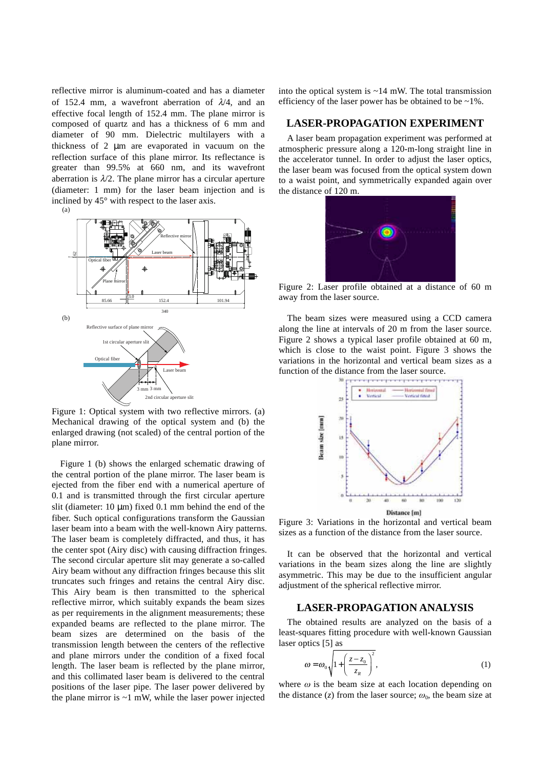reflective mirror is aluminum-coated and has a diameter of 152.4 mm, a wavefront aberration of $\lambda/4$, and an effective focal length of 152.4 mm. The plane mirror is composed of quartz and has a thickness of 6 mm and diameter of 90 mm. Dielectric multilayers with a thickness of 2 μm are evaporated in vacuum on the reflection surface of this plane mirror. Its reflectance is greater than 99.5% at 660 nm, and its wavefront aberration is $\lambda/2$. The plane mirror has a circular aperture (diameter: 1 mm) for the laser beam injection and is inclined by 45° with respect to the laser axis.

Figure 1: Optical system with two reflective mirrors. (a) Mechanical drawing of the optical system and (b) the enlarged drawing (not scaled) of the central portion of the plane mirror.

Figure 1 (b) shows the enlarged schematic drawing of the central portion of the plane mirror. The laser beam is ejected from the fiber end with a numerical aperture of 0.1 and is transmitted through the first circular aperture slit (diameter: 10 μm) fixed 0.1 mm behind the end of the fiber. Such optical configurations transform the Gaussian laser beam into a beam with the well-known Airy patterns. The laser beam is completely diffracted, and thus, it has the center spot (Airy disc) with causing diffraction fringes. The second circular aperture slit may generate a so-called Airy beam without any diffraction fringes because this slit truncates such fringes and retains the central Airy disc. This Airy beam is then transmitted to the spherical reflective mirror, which suitably expands the beam sizes as per requirements in the alignment measurements; these expanded beams are reflected to the plane mirror. The beam sizes are determined on the basis of the transmission length between the centers of the reflective and plane mirrors under the condition of a fixed focal length. The laser beam is reflected by the plane mirror, and this collimated laser beam is delivered to the central positions of the laser pipe. The laser power delivered by the plane mirror is ~1 mW, while the laser power injected into the optical system is ~14 mW. The total transmission efficiency of the laser power has be obtained to be ~1%.

## LASER-PROPAGATION EXPERIMENT

A laser beam propagation experiment was performed at atmospheric pressure along a 120-m-long straight line in the accelerator tunnel. In order to adjust the laser optics, the laser beam was focused from the optical system down to a waist point, and symmetrically expanded again over the distance of 120 m.

Figure 2: Laser profile obtained at a distance of 60 m away from the laser source.

The beam sizes were measured using a CCD camera along the line at intervals of 20 m from the laser source. Figure 2 shows a typical laser profile obtained at 60 m, which is close to the waist point. Figure 3 shows the variations in the horizontal and vertical beam sizes as a function of the distance from the laser source.

Figure 3: Variations in the horizontal and vertical beam sizes as a function of the distance from the laser source.

It can be observed that the horizontal and vertical variations in the beam sizes along the line are slightly asymmetric. This may be due to the insufficient angular adjustment of the spherical reflective mirror.

## LASER-PROPAGATION ANALYSIS

The obtained results are analyzed on the basis of a least-squares fitting procedure with well-known Gaussian laser optics [5] as

$$\omega = \omega_0 \sqrt{1 + \left( \frac{z - z_0}{z_R} \right)^2}, \tag{1}$$

where $\omega$ is the beam size at each location depending on the distance ($z$) from the laser source; $\omega_0$, the beam size at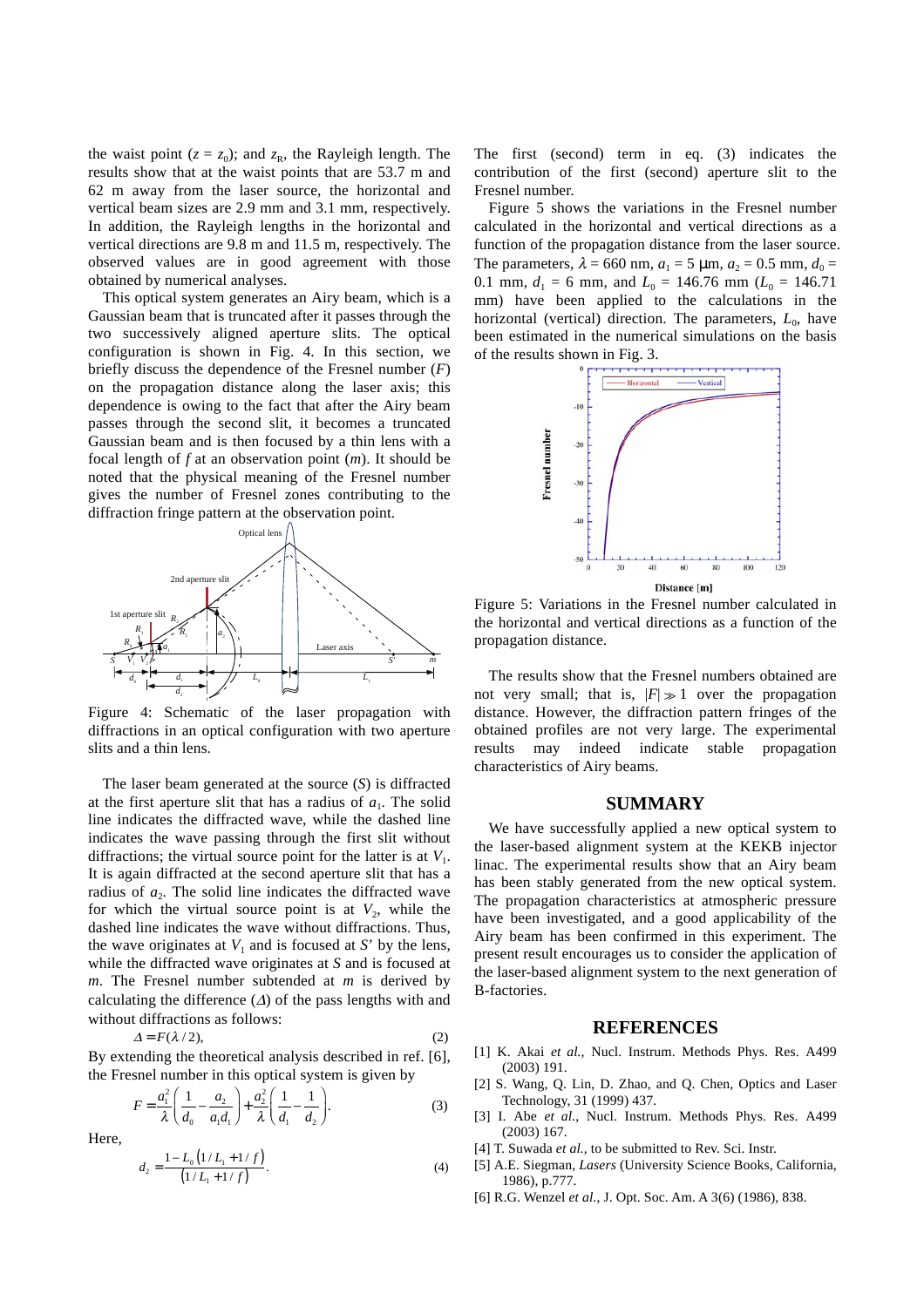the waist point ($z = z_0$); and $z_R$, the Rayleigh length. The results show that at the waist points that are 53.7 m and 62 m away from the laser source, the horizontal and vertical beam sizes are 2.9 mm and 3.1 mm, respectively. In addition, the Rayleigh lengths in the horizontal and vertical directions are 9.8 m and 11.5 m, respectively. The observed values are in good agreement with those obtained by numerical analyses.

This optical system generates an Airy beam, which is a Gaussian beam that is truncated after it passes through the two successively aligned aperture slits. The optical configuration is shown in Fig. 4. In this section, we briefly discuss the dependence of the Fresnel number ($F$) on the propagation distance along the laser axis; this dependence is owing to the fact that after the Airy beam passes through the second slit, it becomes a truncated Gaussian beam and is then focused by a thin lens with a focal length of $f$ at an observation point ($m$). It should be noted that the physical meaning of the Fresnel number gives the number of Fresnel zones contributing to the diffraction fringe pattern at the observation point.

Optical lens
2nd aperture slit
1st aperture slit
Laser axis
$R_1$ $R_2$ $R_3$ $R_4$ $a_1$ $a_2$ $S$ $V_1$ $V_2$ $S'$ $m$ $d_0$ $d_1$ $d_2$ $L_0$ $L_1$

Figure 4: Schematic of the laser propagation with diffractions in an optical configuration with two aperture slits and a thin lens.

The laser beam generated at the source ($S$) is diffracted at the first aperture slit that has a radius of $a_1$. The solid line indicates the diffracted wave, while the dashed line indicates the wave passing through the first slit without diffractions; the virtual source point for the latter is at $V_1$. It is again diffracted at the second aperture slit that has a radius of $a_2$. The solid line indicates the diffracted wave for which the virtual source point is at $V_2$, while the dashed line indicates the wave without diffractions. Thus, the wave originates at $V_1$ and is focused at $S$' by the lens, while the diffracted wave originates at $S$ and is focused at $m$. The Fresnel number subtended at $m$ is derived by calculating the difference ($\Delta$) of the pass lengths with and without diffractions as follows:

$$\Delta = F(\lambda / 2), \tag{2}$$

By extending the theoretical analysis described in ref. [6], the Fresnel number in this optical system is given by

$$F = \frac{a_1^2}{\lambda}\left(\frac{1}{d_0} - \frac{a_2}{a_1 d_1}\right) + \frac{a_2^2}{\lambda}\left(\frac{1}{d_1} - \frac{1}{d_2}\right). \tag{3}$$

Here,

$$d_2 = \frac{1 - L_0\left(1/L_1 + 1/f\right)}{\left(1/L_1 + 1/f\right)}. \tag{4}$$

The first (second) term in eq. (3) indicates the contribution of the first (second) aperture slit to the Fresnel number.

Figure 5 shows the variations in the Fresnel number calculated in the horizontal and vertical directions as a function of the propagation distance from the laser source. The parameters, $\lambda$ = 660 nm, $a_1$ = 5 μm, $a_2$ = 0.5 mm, $d_0$ = 0.1 mm, $d_1$ = 6 mm, and $L_0$ = 146.76 mm ($L_0$ = 146.71 mm) have been applied to the calculations in the horizontal (vertical) direction. The parameters, $L_0$, have been estimated in the numerical simulations on the basis of the results shown in Fig. 3.

Horizontal
Vertical
Fresnel number
Distance [m]
0
-10
-20
-30
-40
-50
0 20 40 60 80 100 120

Figure 5: Variations in the Fresnel number calculated in the horizontal and vertical directions as a function of the propagation distance.

The results show that the Fresnel numbers obtained are not very small; that is, $|F| \gg 1$ over the propagation distance. However, the diffraction pattern fringes of the obtained profiles are not very large. The experimental results may indeed indicate stable propagation characteristics of Airy beams.

## SUMMARY

We have successfully applied a new optical system to the laser-based alignment system at the KEKB injector linac. The experimental results show that an Airy beam has been stably generated from the new optical system. The propagation characteristics at atmospheric pressure have been investigated, and a good applicability of the Airy beam has been confirmed in this experiment. The present result encourages us to consider the application of the laser-based alignment system to the next generation of B-factories.

## REFERENCES

[1] K. Akai *et al.*, Nucl. Instrum. Methods Phys. Res. A499 (2003) 191.

[2] S. Wang, Q. Lin, D. Zhao, and Q. Chen, Optics and Laser Technology, 31 (1999) 437.

[3] I. Abe *et al.*, Nucl. Instrum. Methods Phys. Res. A499 (2003) 167.

[4] T. Suwada *et al.*, to be submitted to Rev. Sci. Instr.

[5] A.E. Siegman, *Lasers* (University Science Books, California, 1986), p.777.

[6] R.G. Wenzel *et al.*, J. Opt. Soc. Am. A 3(6) (1986), 838.